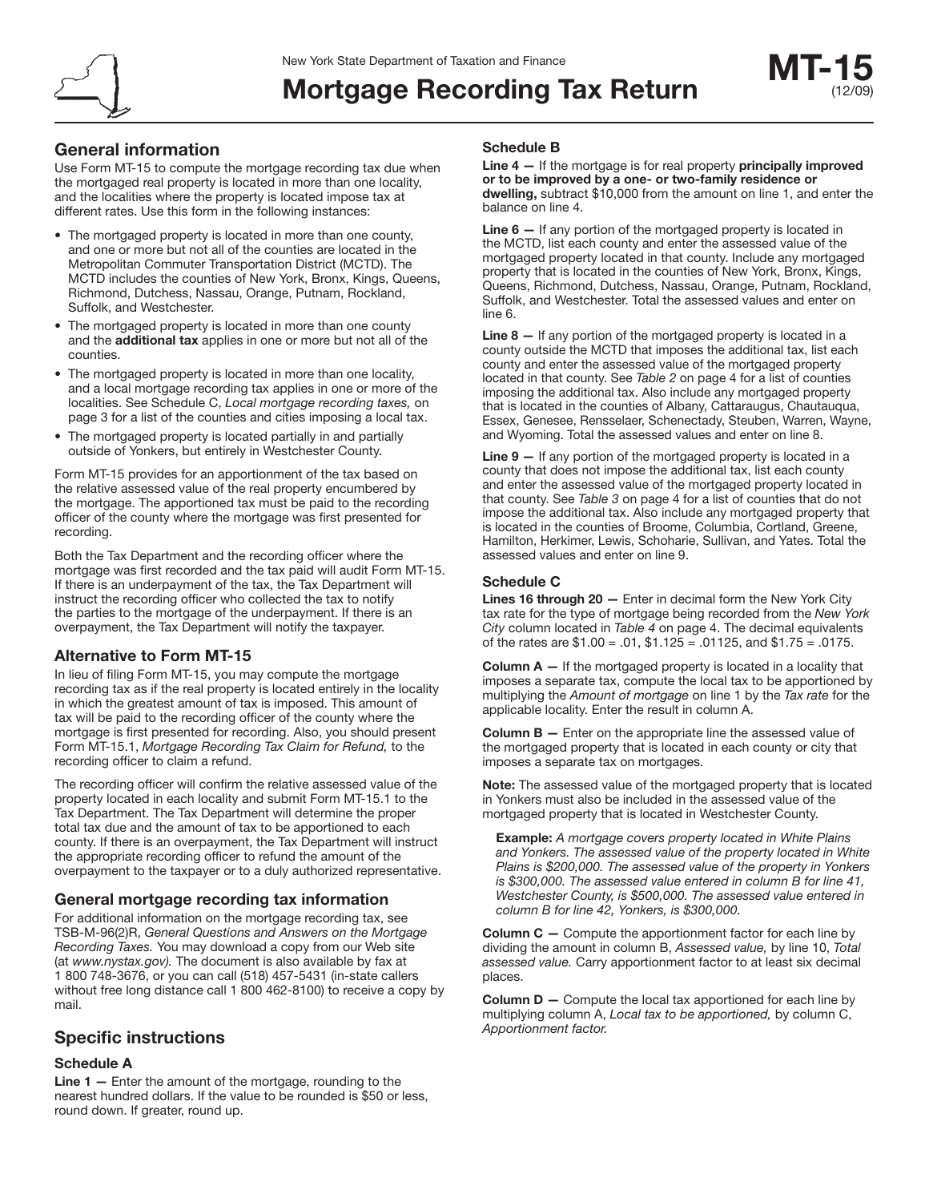New York State Department of Taxation and Finance

# Mortgage Recording Tax Return

**MT-15** (12/09)

## General information

Use Form MT-15 to compute the mortgage recording tax due when the mortgaged real property is located in more than one locality, and the localities where the property is located impose tax at different rates. Use this form in the following instances:

- The mortgaged property is located in more than one county, and one or more but not all of the counties are located in the Metropolitan Commuter Transportation District (MCTD). The MCTD includes the counties of New York, Bronx, Kings, Queens, Richmond, Dutchess, Nassau, Orange, Putnam, Rockland, Suffolk, and Westchester.
- The mortgaged property is located in more than one county and the **additional tax** applies in one or more but not all of the counties.
- The mortgaged property is located in more than one locality, and a local mortgage recording tax applies in one or more of the localities. See Schedule C, *Local mortgage recording taxes,* on page 3 for a list of the counties and cities imposing a local tax.
- The mortgaged property is located partially in and partially outside of Yonkers, but entirely in Westchester County.

Form MT-15 provides for an apportionment of the tax based on the relative assessed value of the real property encumbered by the mortgage. The apportioned tax must be paid to the recording officer of the county where the mortgage was first presented for recording.

Both the Tax Department and the recording officer where the mortgage was first recorded and the tax paid will audit Form MT-15. If there is an underpayment of the tax, the Tax Department will instruct the recording officer who collected the tax to notify the parties to the mortgage of the underpayment. If there is an overpayment, the Tax Department will notify the taxpayer.

## Alternative to Form MT-15

In lieu of filing Form MT-15, you may compute the mortgage recording tax as if the real property is located entirely in the locality in which the greatest amount of tax is imposed. This amount of tax will be paid to the recording officer of the county where the mortgage is first presented for recording. Also, you should present Form MT-15.1, *Mortgage Recording Tax Claim for Refund,* to the recording officer to claim a refund.

The recording officer will confirm the relative assessed value of the property located in each locality and submit Form MT-15.1 to the Tax Department. The Tax Department will determine the proper total tax due and the amount of tax to be apportioned to each county. If there is an overpayment, the Tax Department will instruct the appropriate recording officer to refund the amount of the overpayment to the taxpayer or to a duly authorized representative.

## General mortgage recording tax information

For additional information on the mortgage recording tax, see TSB-M-96(2)R, *General Questions and Answers on the Mortgage Recording Taxes.* You may download a copy from our Web site (at *www.nystax.gov).* The document is also available by fax at 1 800 748-3676, or you can call (518) 457-5431 (in-state callers without free long distance call 1 800 462-8100) to receive a copy by mail.

## Specific instructions

### Schedule A

**Line 1 —** Enter the amount of the mortgage, rounding to the nearest hundred dollars. If the value to be rounded is $50 or less, round down. If greater, round up.

### Schedule B

**Line 4 —** If the mortgage is for real property **principally improved or to be improved by a one- or two-family residence or dwelling,** subtract $10,000 from the amount on line 1, and enter the balance on line 4.

**Line 6 —** If any portion of the mortgaged property is located in the MCTD, list each county and enter the assessed value of the mortgaged property located in that county. Include any mortgaged property that is located in the counties of New York, Bronx, Kings, Queens, Richmond, Dutchess, Nassau, Orange, Putnam, Rockland, Suffolk, and Westchester. Total the assessed values and enter on line 6.

**Line 8 —** If any portion of the mortgaged property is located in a county outside the MCTD that imposes the additional tax, list each county and enter the assessed value of the mortgaged property located in that county. See *Table 2* on page 4 for a list of counties imposing the additional tax. Also include any mortgaged property that is located in the counties of Albany, Cattaraugus, Chautauqua, Essex, Genesee, Rensselaer, Schenectady, Steuben, Warren, Wayne, and Wyoming. Total the assessed values and enter on line 8.

**Line 9 —** If any portion of the mortgaged property is located in a county that does not impose the additional tax, list each county and enter the assessed value of the mortgaged property located in that county. See *Table 3* on page 4 for a list of counties that do not impose the additional tax. Also include any mortgaged property that is located in the counties of Broome, Columbia, Cortland, Greene, Hamilton, Herkimer, Lewis, Schoharie, Sullivan, and Yates. Total the assessed values and enter on line 9.

### Schedule C

**Lines 16 through 20 —** Enter in decimal form the New York City tax rate for the type of mortgage being recorded from the *New York City* column located in *Table 4* on page 4. The decimal equivalents of the rates are $1.00 = .01, $1.125 = .01125, and $1.75 = .0175.

**Column A —** If the mortgaged property is located in a locality that imposes a separate tax, compute the local tax to be apportioned by multiplying the *Amount of mortgage* on line 1 by the *Tax rate* for the applicable locality. Enter the result in column A.

**Column B —** Enter on the appropriate line the assessed value of the mortgaged property that is located in each county or city that imposes a separate tax on mortgages.

**Note:** The assessed value of the mortgaged property that is located in Yonkers must also be included in the assessed value of the mortgaged property that is located in Westchester County.

> **Example:** *A mortgage covers property located in White Plains and Yonkers. The assessed value of the property located in White Plains is $200,000. The assessed value of the property in Yonkers is $300,000. The assessed value entered in column B for line 41, Westchester County, is $500,000. The assessed value entered in column B for line 42, Yonkers, is $300,000.*

**Column C —** Compute the apportionment factor for each line by dividing the amount in column B, *Assessed value,* by line 10, *Total assessed value.* Carry apportionment factor to at least six decimal places.

**Column D —** Compute the local tax apportioned for each line by multiplying column A, *Local tax to be apportioned,* by column C, *Apportionment factor.*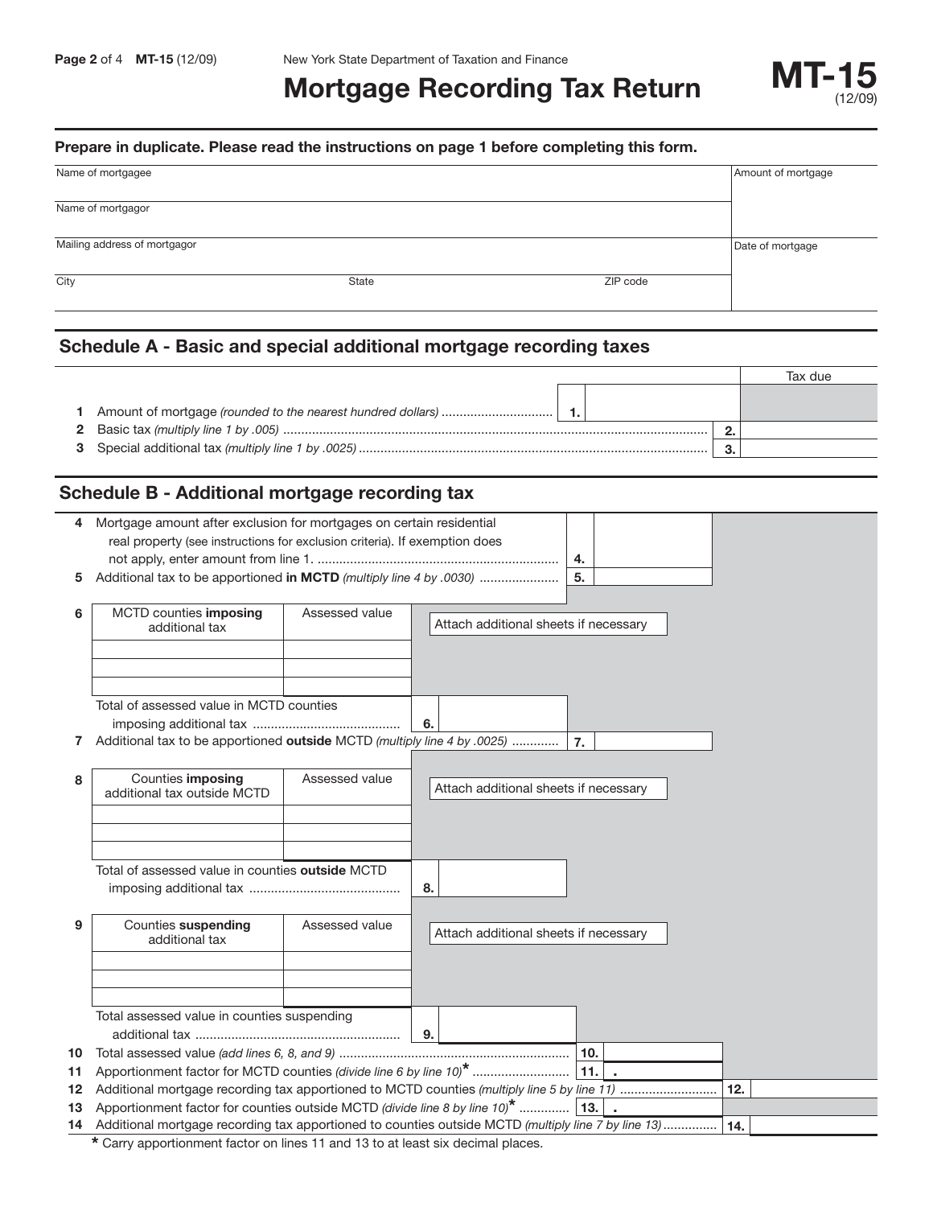# Mortgage Recording Tax Return

**MT-15** (12/09)

New York State Department of Taxation and Finance

**Prepare in duplicate. Please read the instructions on page 1 before completing this form.**

| Name of mortgagee | | | Amount of mortgage |
|---|---|---|---|
| Name of mortgagor | | | |
| Mailing address of mortgagor | | | Date of mortgage |
| City | State | ZIP code | |

## Schedule A - Basic and special additional mortgage recording taxes

| | | | Tax due |
|---|---|---|---|
| **1** | Amount of mortgage *(rounded to the nearest hundred dollars)* | **1.** | |
| **2** | Basic tax *(multiply line 1 by .005)* | | **2.** |
| **3** | Special additional tax *(multiply line 1 by .0025)* | | **3.** |

## Schedule B - Additional mortgage recording tax

**4** Mortgage amount after exclusion for mortgages on certain residential real property (see instructions for exclusion criteria). If exemption does not apply, enter amount from line 1. **4.**

**5** Additional tax to be apportioned **in MCTD** *(multiply line 4 by .0030)* **5.**

**6**

| MCTD counties **imposing** additional tax | Assessed value |
|---|---|
| | |
| | |
| | |

Attach additional sheets if necessary

Total of assessed value in MCTD counties imposing additional tax **6.**

**7** Additional tax to be apportioned **outside** MCTD *(multiply line 4 by .0025)* **7.**

**8**

| Counties **imposing** additional tax outside MCTD | Assessed value |
|---|---|
| | |
| | |
| | |

Attach additional sheets if necessary

Total of assessed value in counties **outside** MCTD imposing additional tax **8.**

**9**

| Counties **suspending** additional tax | Assessed value |
|---|---|
| | |
| | |
| | |

Attach additional sheets if necessary

Total assessed value in counties suspending additional tax **9.**

**10** Total assessed value *(add lines 6, 8, and 9)* **10.**

**11** Apportionment factor for MCTD counties *(divide line 6 by line 10)*\* **11.** .

**12** Additional mortgage recording tax apportioned to MCTD counties *(multiply line 5 by line 11)* **12.**

**13** Apportionment factor for counties outside MCTD *(divide line 8 by line 10)*\* **13.** .

**14** Additional mortgage recording tax apportioned to counties outside MCTD *(multiply line 7 by line 13)* **14.**

\* Carry apportionment factor on lines 11 and 13 to at least six decimal places.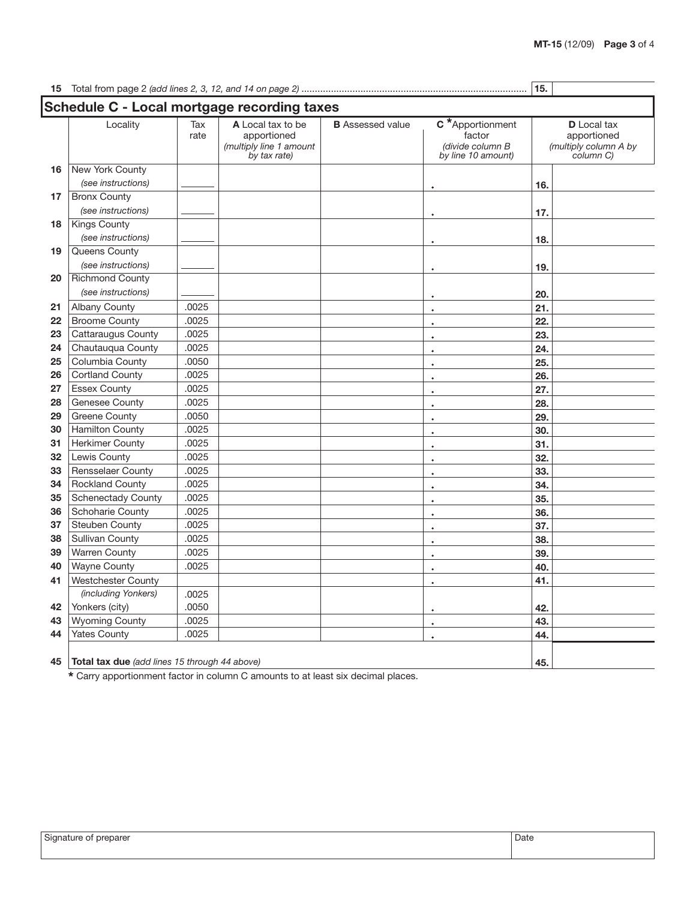**15** Total from page 2 *(add lines 2, 3, 12, and 14 on page 2)* ........ **15.** 

## Schedule C - Local mortgage recording taxes

| | Locality | Tax rate | **A** Local tax to be apportioned *(multiply line 1 amount by tax rate)* | **B** Assessed value | **C** *Apportionment factor *(divide column B by line 10 amount)* | | **D** Local tax apportioned *(multiply column A by column C)* |
|---|---|---|---|---|---|---|---|
| **16** | New York County *(see instructions)* | ______ | | | . | **16.** | |
| **17** | Bronx County *(see instructions)* | ______ | | | . | **17.** | |
| **18** | Kings County *(see instructions)* | ______ | | | . | **18.** | |
| **19** | Queens County *(see instructions)* | ______ | | | . | **19.** | |
| **20** | Richmond County *(see instructions)* | ______ | | | . | **20.** | |
| **21** | Albany County | .0025 | | | . | **21.** | |
| **22** | Broome County | .0025 | | | . | **22.** | |
| **23** | Cattaraugus County | .0025 | | | . | **23.** | |
| **24** | Chautauqua County | .0025 | | | . | **24.** | |
| **25** | Columbia County | .0050 | | | . | **25.** | |
| **26** | Cortland County | .0025 | | | . | **26.** | |
| **27** | Essex County | .0025 | | | . | **27.** | |
| **28** | Genesee County | .0025 | | | . | **28.** | |
| **29** | Greene County | .0050 | | | . | **29.** | |
| **30** | Hamilton County | .0025 | | | . | **30.** | |
| **31** | Herkimer County | .0025 | | | . | **31.** | |
| **32** | Lewis County | .0025 | | | . | **32.** | |
| **33** | Rensselaer County | .0025 | | | . | **33.** | |
| **34** | Rockland County | .0025 | | | . | **34.** | |
| **35** | Schenectady County | .0025 | | | . | **35.** | |
| **36** | Schoharie County | .0025 | | | . | **36.** | |
| **37** | Steuben County | .0025 | | | . | **37.** | |
| **38** | Sullivan County | .0025 | | | . | **38.** | |
| **39** | Warren County | .0025 | | | . | **39.** | |
| **40** | Wayne County | .0025 | | | . | **40.** | |
| **41** | Westchester County *(including Yonkers)* | .0025 | | | . | **41.** | |
| **42** | Yonkers (city) | .0050 | | | . | **42.** | |
| **43** | Wyoming County | .0025 | | | . | **43.** | |
| **44** | Yates County | .0025 | | | . | **44.** | |
| **45** | **Total tax due** *(add lines 15 through 44 above)* | | | | | **45.** | |

**\*** Carry apportionment factor in column C amounts to at least six decimal places.

| Signature of preparer | Date |
|---|---|
| | |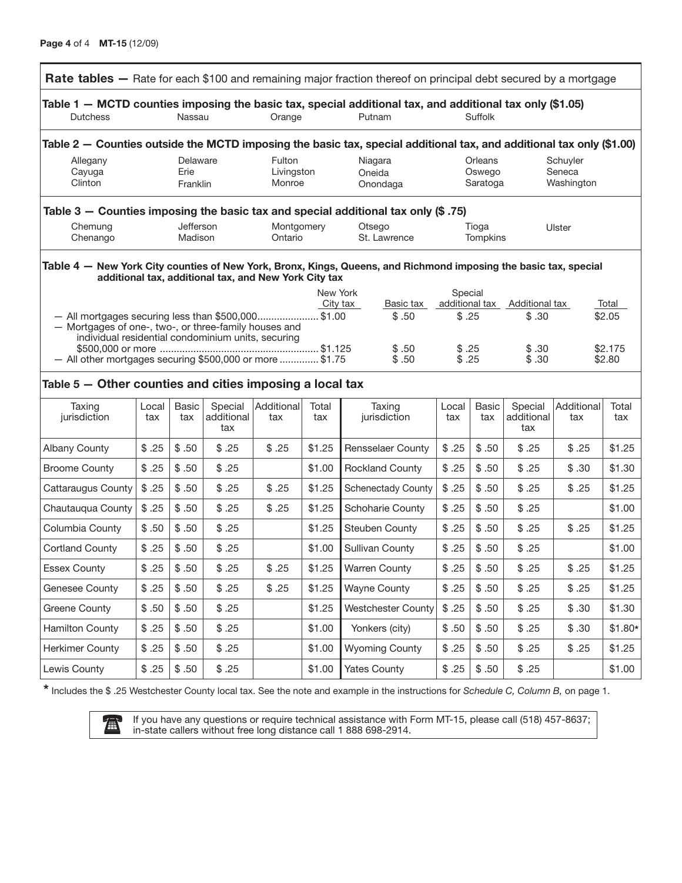## Rate tables — Rate for each $100 and remaining major fraction thereof on principal debt secured by a mortgage

### Table 1 — MCTD counties imposing the basic tax, special additional tax, and additional tax only ($1.05)

Dutchess, Nassau, Orange, Putnam, Suffolk

### Table 2 — Counties outside the MCTD imposing the basic tax, special additional tax, and additional tax only ($1.00)

Allegany, Cayuga, Clinton, Delaware, Erie, Franklin, Fulton, Livingston, Monroe, Niagara, Oneida, Onondaga, Orleans, Oswego, Saratoga, Schuyler, Seneca, Washington

### Table 3 — Counties imposing the basic tax and special additional tax only ($ .75)

Chemung, Chenango, Jefferson, Madison, Montgomery, Ontario, Otsego, St. Lawrence, Tioga, Tompkins, Ulster

### Table 4 — New York City counties of New York, Bronx, Kings, Queens, and Richmond imposing the basic tax, special additional tax, additional tax, and New York City tax

| | New York City tax | Basic tax | Special additional tax | Additional tax | Total |
|---|---|---|---|---|---|
| — All mortgages securing less than $500,000 | $1.00 | $ .50 | $ .25 | $ .30 | $2.05 |
| — Mortgages of one-, two-, or three-family houses and individual residential condominium units, securing $500,000 or more | $1.125 | $ .50 | $ .25 | $ .30 | $2.175 |
| — All other mortgages securing $500,000 or more | $1.75 | $ .50 | $ .25 | $ .30 | $2.80 |

### Table 5 — Other counties and cities imposing a local tax

| Taxing jurisdiction | Local tax | Basic tax | Special additional tax | Additional tax | Total tax |
|---|---|---|---|---|---|
| Albany County | $ .25 | $ .50 | $ .25 | $ .25 | $1.25 |
| Broome County | $ .25 | $ .50 | $ .25 | | $1.00 |
| Cattaraugus County | $ .25 | $ .50 | $ .25 | $ .25 | $1.25 |
| Chautauqua County | $ .25 | $ .50 | $ .25 | $ .25 | $1.25 |
| Columbia County | $ .50 | $ .50 | $ .25 | | $1.25 |
| Cortland County | $ .25 | $ .50 | $ .25 | | $1.00 |
| Essex County | $ .25 | $ .50 | $ .25 | $ .25 | $1.25 |
| Genesee County | $ .25 | $ .50 | $ .25 | $ .25 | $1.25 |
| Greene County | $ .50 | $ .50 | $ .25 | | $1.25 |
| Hamilton County | $ .25 | $ .50 | $ .25 | | $1.00 |
| Herkimer County | $ .25 | $ .50 | $ .25 | | $1.00 |
| Lewis County | $ .25 | $ .50 | $ .25 | | $1.00 |
| Rensselaer County | $ .25 | $ .50 | $ .25 | $ .25 | $1.25 |
| Rockland County | $ .25 | $ .50 | $ .25 | $ .30 | $1.30 |
| Schenectady County | $ .25 | $ .50 | $ .25 | $ .25 | $1.25 |
| Schoharie County | $ .25 | $ .50 | $ .25 | | $1.00 |
| Steuben County | $ .25 | $ .50 | $ .25 | $ .25 | $1.25 |
| Sullivan County | $ .25 | $ .50 | $ .25 | | $1.00 |
| Warren County | $ .25 | $ .50 | $ .25 | $ .25 | $1.25 |
| Wayne County | $ .25 | $ .50 | $ .25 | $ .25 | $1.25 |
| Westchester County | $ .25 | $ .50 | $ .25 | $ .30 | $1.30 |
| Yonkers (city) | $ .50 | $ .50 | $ .25 | $ .30 | $1.80* |
| Wyoming County | $ .25 | $ .50 | $ .25 | $ .25 | $1.25 |
| Yates County | $ .25 | $ .50 | $ .25 | | $1.00 |

\* Includes the $ .25 Westchester County local tax. See the note and example in the instructions for *Schedule C, Column B,* on page 1.

If you have any questions or require technical assistance with Form MT-15, please call (518) 457-8637; in-state callers without free long distance call 1 888 698-2914.